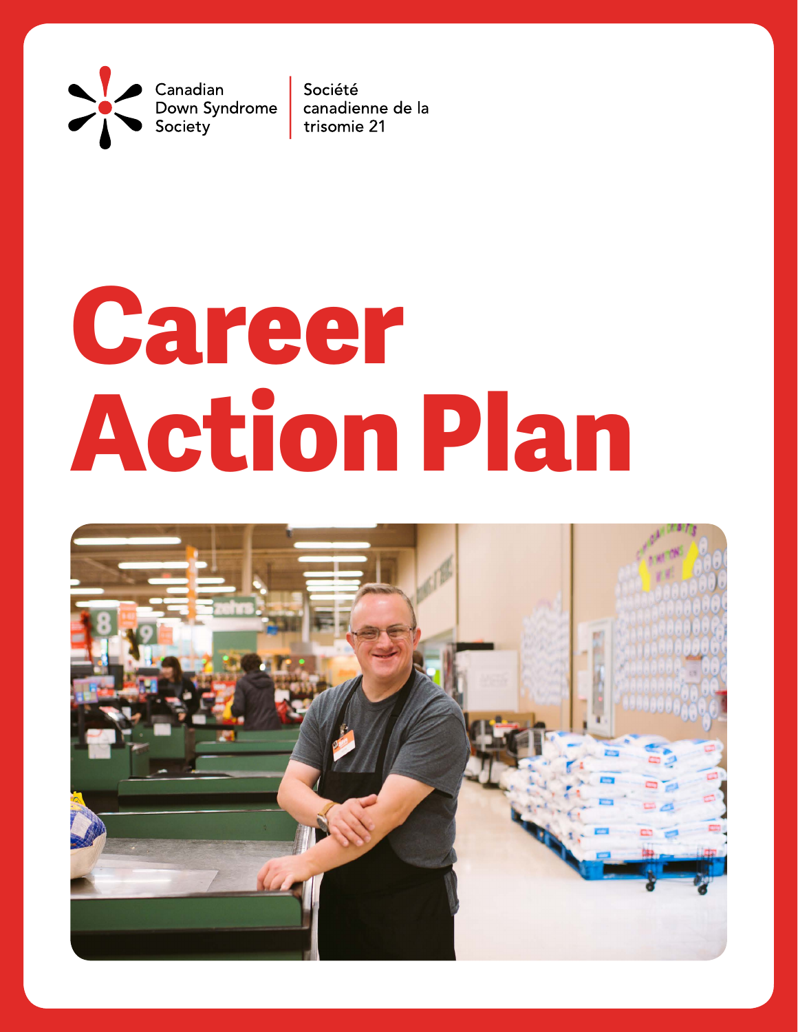Canadian Down Syndrome Society | Société canadienne de la trisomie 21

# Career Action Plan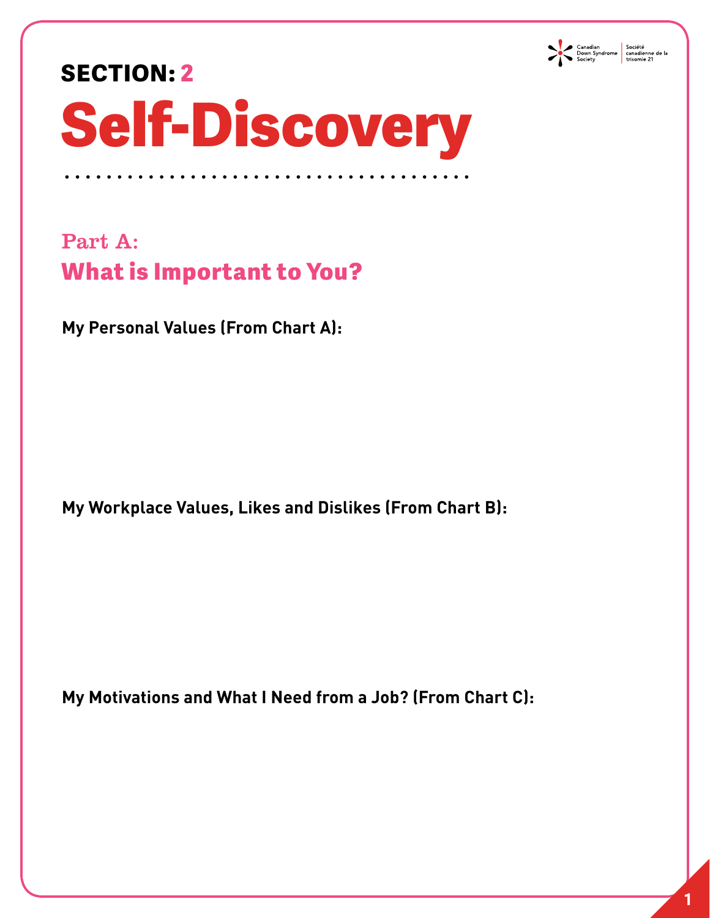# SECTION: 2

# Self-Discovery

## Part A:

## What is Important to You?

**My Personal Values (From Chart A):**

**My Workplace Values, Likes and Dislikes (From Chart B):**

**My Motivations and What I Need from a Job? (From Chart C):**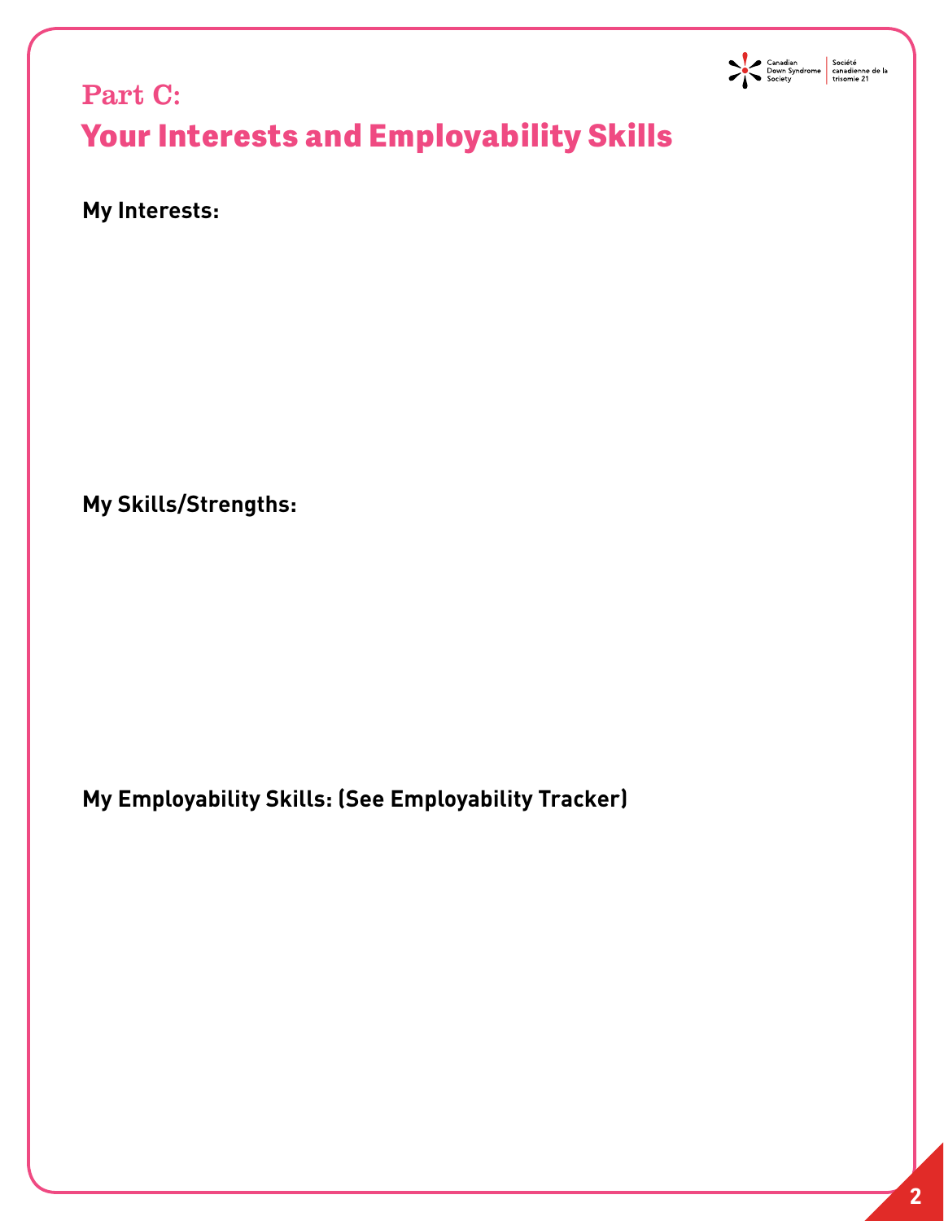# Part C:
## Your Interests and Employability Skills

**My Interests:**

**My Skills/Strengths:**

**My Employability Skills: (See Employability Tracker)**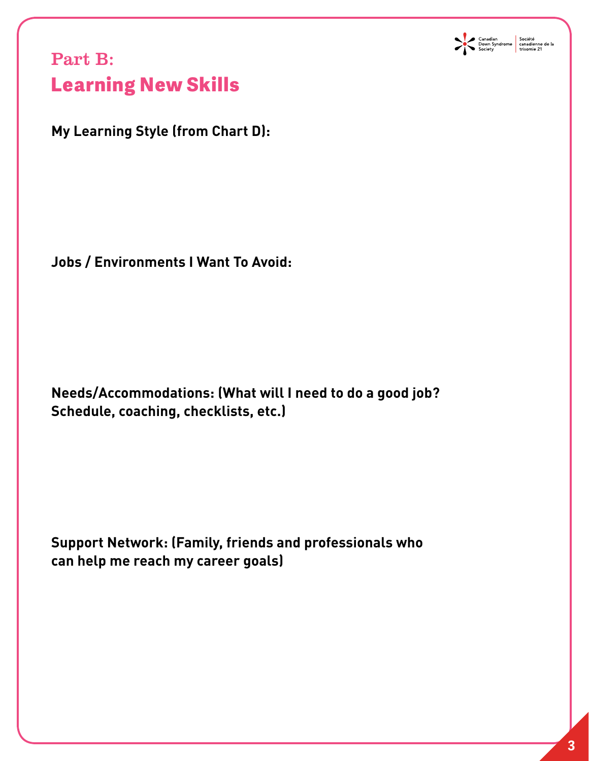# Part B:
# Learning New Skills

**My Learning Style (from Chart D):**

**Jobs / Environments I Want To Avoid:**

**Needs/Accommodations: (What will I need to do a good job? Schedule, coaching, checklists, etc.)**

**Support Network: (Family, friends and professionals who can help me reach my career goals)**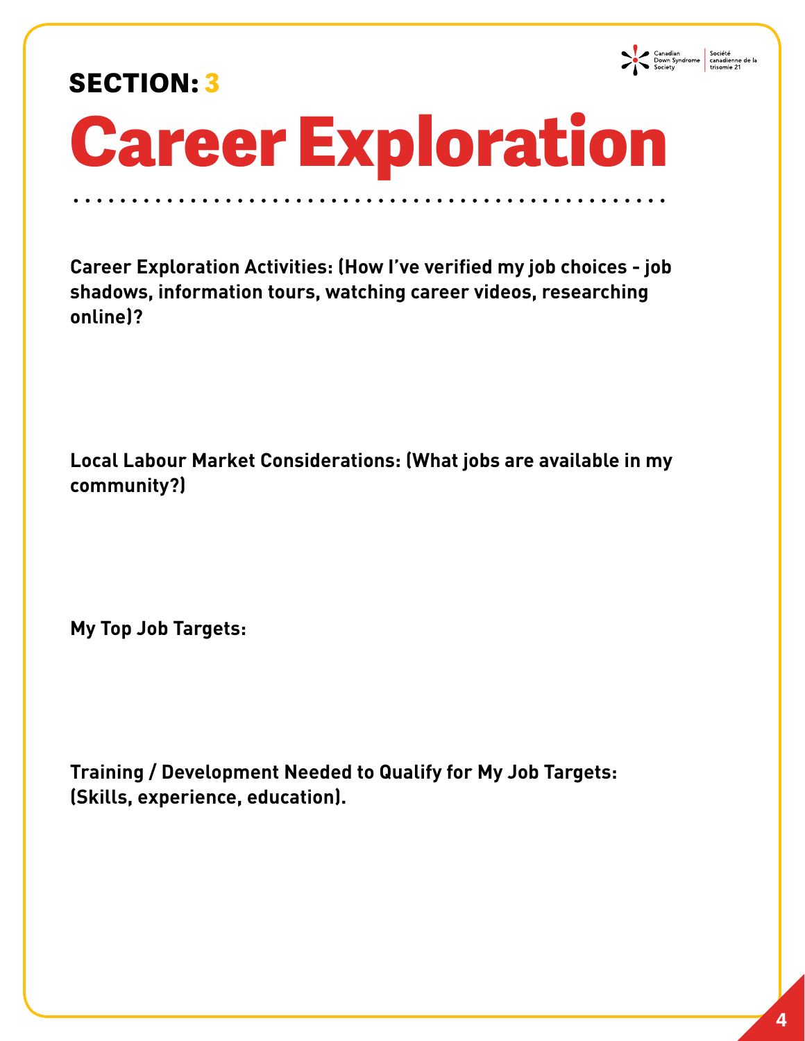## SECTION: 3

# Career Exploration

**Career Exploration Activities: (How I've verified my job choices - job shadows, information tours, watching career videos, researching online)?**

**Local Labour Market Considerations: (What jobs are available in my community?)**

**My Top Job Targets:**

**Training / Development Needed to Qualify for My Job Targets: (Skills, experience, education).**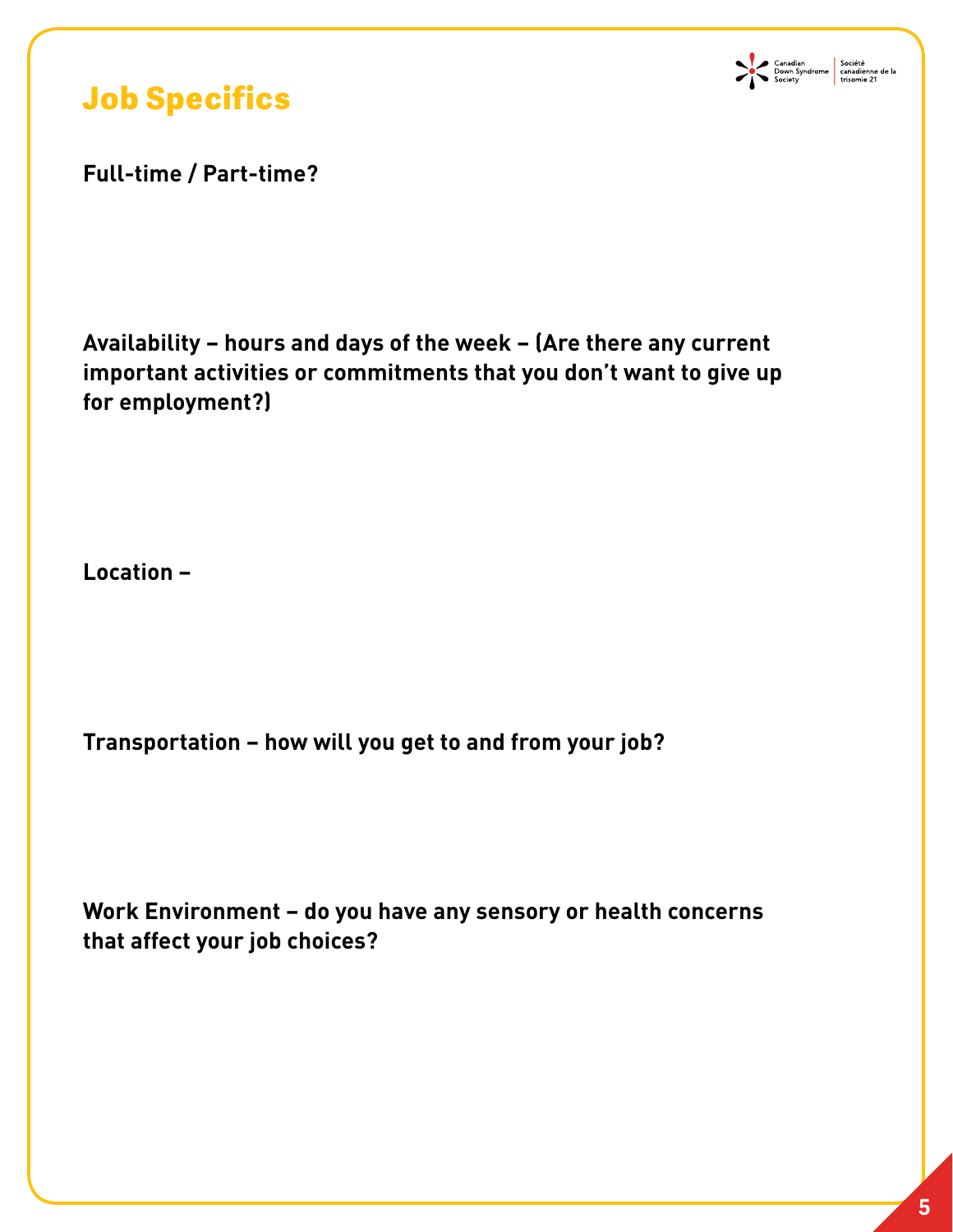# Job Specifics

**Full-time / Part-time?**

**Availability – hours and days of the week – (Are there any current important activities or commitments that you don't want to give up for employment?)**

**Location –**

**Transportation – how will you get to and from your job?**

**Work Environment – do you have any sensory or health concerns that affect your job choices?**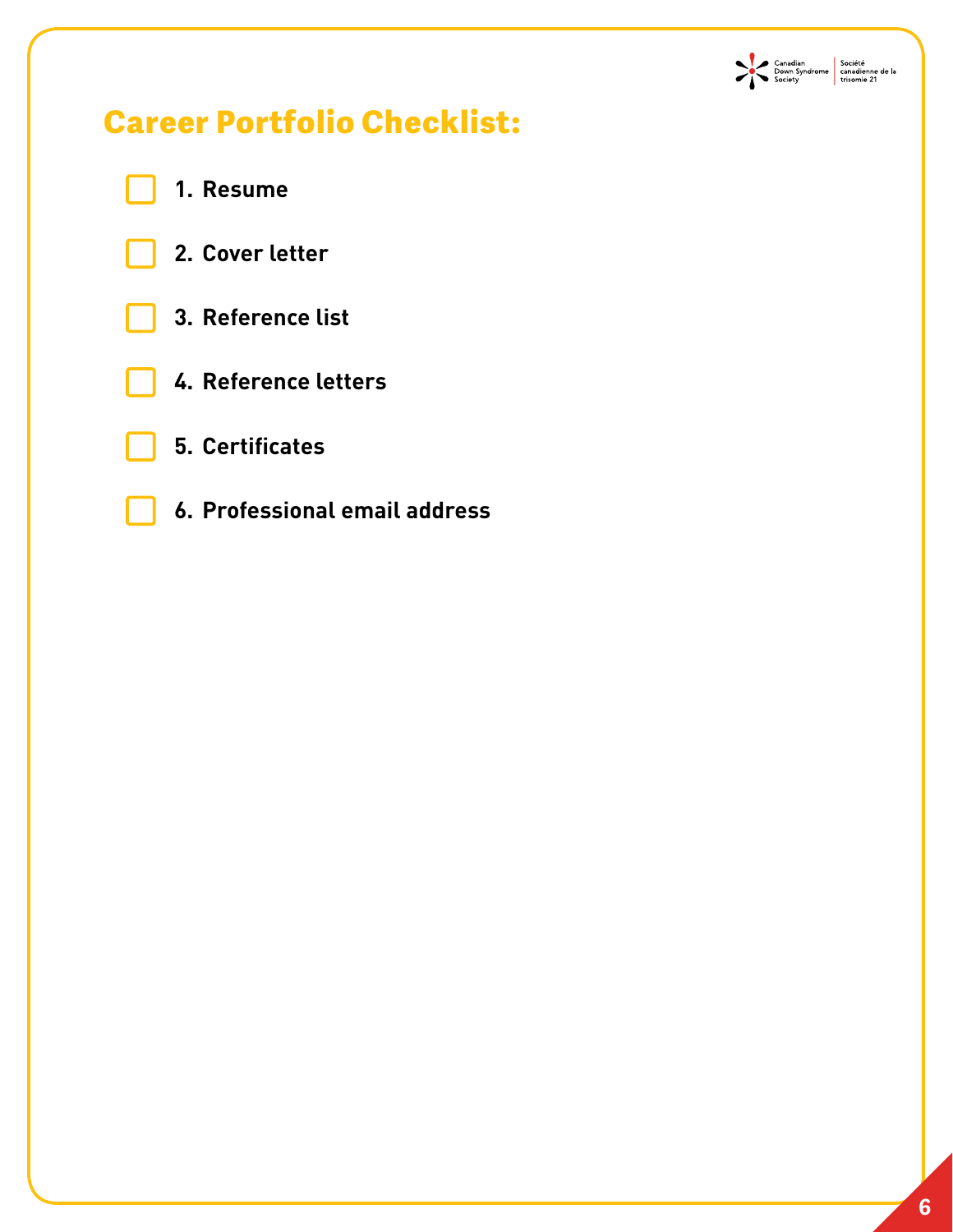## Career Portfolio Checklist:

- [ ] 1. Resume
- [ ] 2. Cover letter
- [ ] 3. Reference list
- [ ] 4. Reference letters
- [ ] 5. Certificates
- [ ] 6. Professional email address